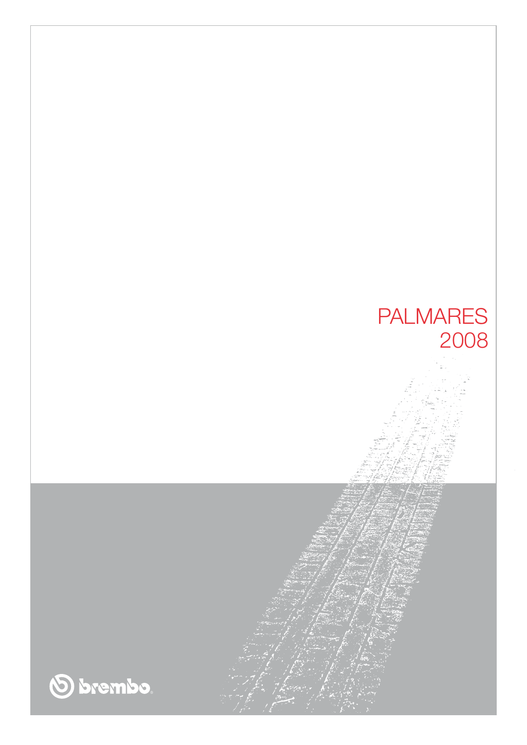# PALMARES 2008

brembo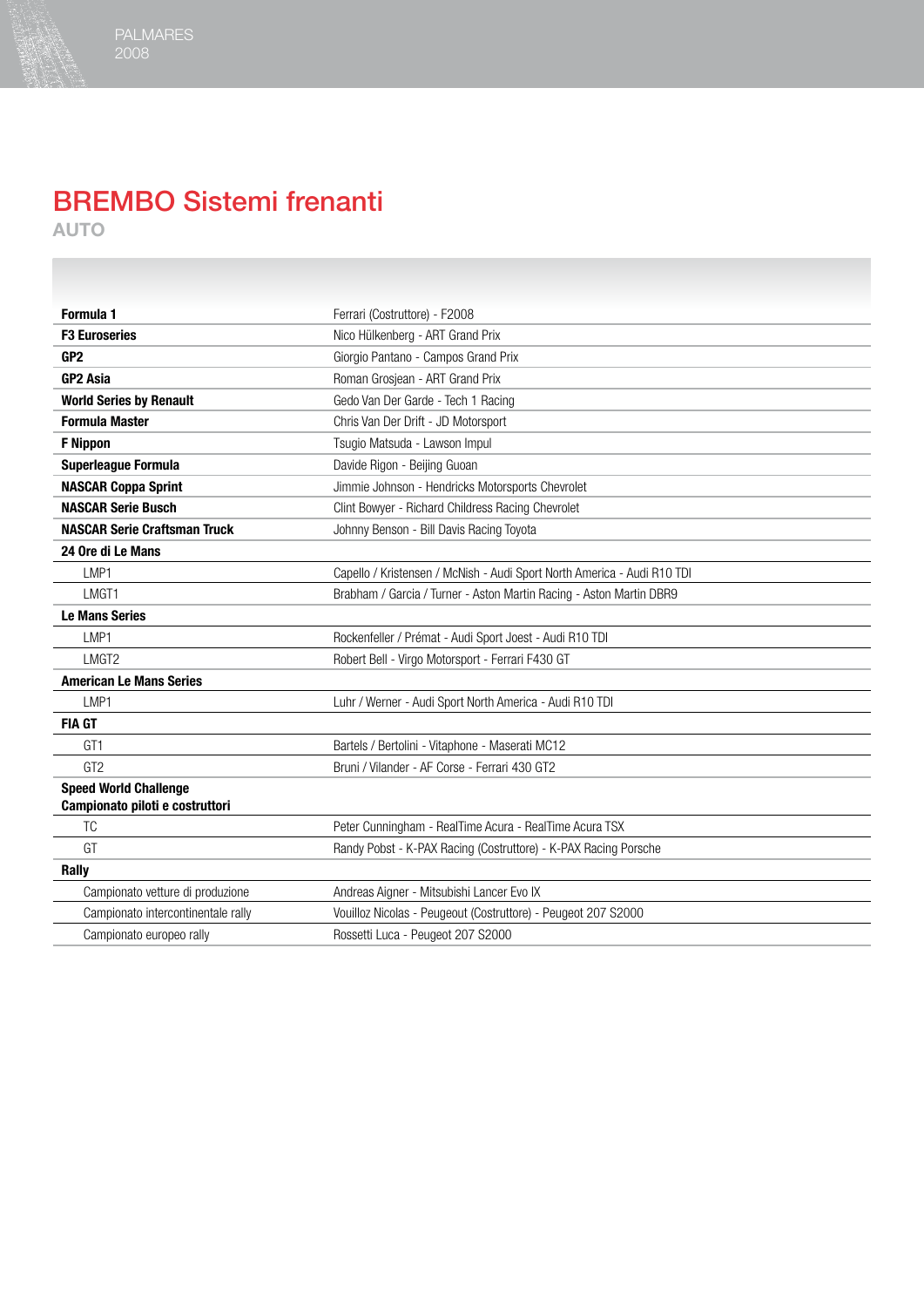# BREMBO Sistemi frenanti

## AUTO

| | |
|---|---|
| **Formula 1** | Ferrari (Costruttore) - F2008 |
| **F3 Euroseries** | Nico Hülkenberg - ART Grand Prix |
| **GP2** | Giorgio Pantano - Campos Grand Prix |
| **GP2 Asia** | Roman Grosjean - ART Grand Prix |
| **World Series by Renault** | Gedo Van Der Garde - Tech 1 Racing |
| **Formula Master** | Chris Van Der Drift - JD Motorsport |
| **F Nippon** | Tsugio Matsuda - Lawson Impul |
| **Superleague Formula** | Davide Rigon - Beijing Guoan |
| **NASCAR Coppa Sprint** | Jimmie Johnson - Hendricks Motorsports Chevrolet |
| **NASCAR Serie Busch** | Clint Bowyer - Richard Childress Racing Chevrolet |
| **NASCAR Serie Craftsman Truck** | Johnny Benson - Bill Davis Racing Toyota |
| **24 Ore di Le Mans** | |
| LMP1 | Capello / Kristensen / McNish - Audi Sport North America - Audi R10 TDI |
| LMGT1 | Brabham / Garcia / Turner - Aston Martin Racing - Aston Martin DBR9 |
| **Le Mans Series** | |
| LMP1 | Rockenfeller / Prémat - Audi Sport Joest - Audi R10 TDI |
| LMGT2 | Robert Bell - Virgo Motorsport - Ferrari F430 GT |
| **American Le Mans Series** | |
| LMP1 | Luhr / Werner - Audi Sport North America - Audi R10 TDI |
| **FIA GT** | |
| GT1 | Bartels / Bertolini - Vitaphone - Maserati MC12 |
| GT2 | Bruni / Vilander - AF Corse - Ferrari 430 GT2 |
| **Speed World Challenge Campionato piloti e costruttori** | |
| TC | Peter Cunningham - RealTime Acura - RealTime Acura TSX |
| GT | Randy Pobst - K-PAX Racing (Costruttore) - K-PAX Racing Porsche |
| **Rally** | |
| Campionato vetture di produzione | Andreas Aigner - Mitsubishi Lancer Evo IX |
| Campionato intercontinentale rally | Vouilloz Nicolas - Peugeout (Costruttore) - Peugeot 207 S2000 |
| Campionato europeo rally | Rossetti Luca - Peugeot 207 S2000 |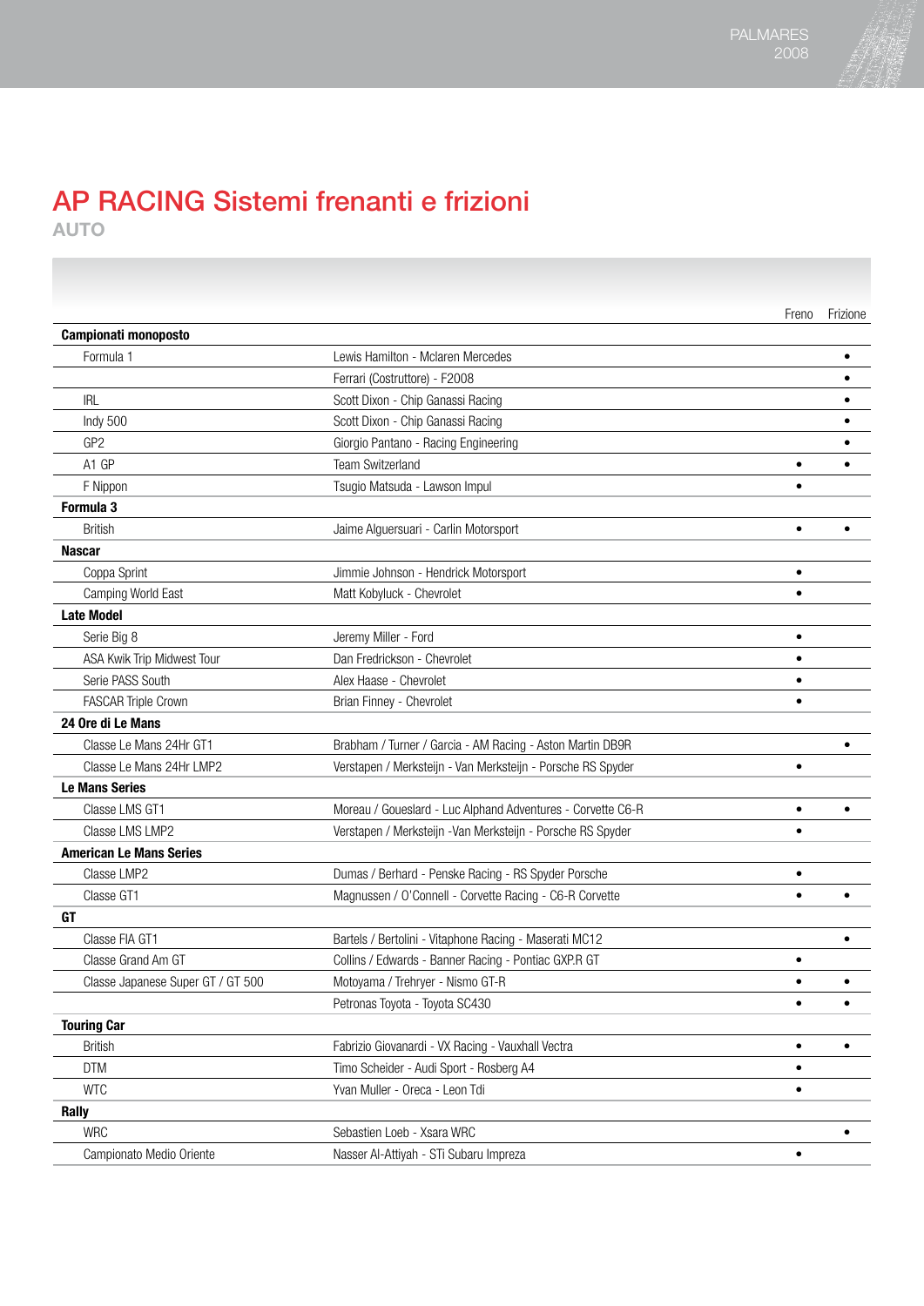# AP RACING Sistemi frenanti e frizioni

## AUTO

| | | Freno | Frizione |
|---|---|---|---|
| **Campionati monoposto** | | | |
| Formula 1 | Lewis Hamilton - Mclaren Mercedes | | • |
| | Ferrari (Costruttore) - F2008 | | • |
| IRL | Scott Dixon - Chip Ganassi Racing | | • |
| Indy 500 | Scott Dixon - Chip Ganassi Racing | | • |
| GP2 | Giorgio Pantano - Racing Engineering | | • |
| A1 GP | Team Switzerland | • | • |
| F Nippon | Tsugio Matsuda - Lawson Impul | • | |
| **Formula 3** | | | |
| British | Jaime Alguersuari - Carlin Motorsport | • | • |
| **Nascar** | | | |
| Coppa Sprint | Jimmie Johnson - Hendrick Motorsport | • | |
| Camping World East | Matt Kobyluck - Chevrolet | • | |
| **Late Model** | | | |
| Serie Big 8 | Jeremy Miller - Ford | • | |
| ASA Kwik Trip Midwest Tour | Dan Fredrickson - Chevrolet | • | |
| Serie PASS South | Alex Haase - Chevrolet | • | |
| FASCAR Triple Crown | Brian Finney - Chevrolet | • | |
| **24 Ore di Le Mans** | | | |
| Classe Le Mans 24Hr GT1 | Brabham / Turner / Garcia - AM Racing - Aston Martin DB9R | | • |
| Classe Le Mans 24Hr LMP2 | Verstapen / Merksteijn - Van Merksteijn - Porsche RS Spyder | • | |
| **Le Mans Series** | | | |
| Classe LMS GT1 | Moreau / Goueslard - Luc Alphand Adventures - Corvette C6-R | • | • |
| Classe LMS LMP2 | Verstapen / Merksteijn -Van Merksteijn - Porsche RS Spyder | • | |
| **American Le Mans Series** | | | |
| Classe LMP2 | Dumas / Berhard - Penske Racing - RS Spyder Porsche | • | |
| Classe GT1 | Magnussen / O'Connell - Corvette Racing - C6-R Corvette | • | • |
| **GT** | | | |
| Classe FIA GT1 | Bartels / Bertolini - Vitaphone Racing - Maserati MC12 | | • |
| Classe Grand Am GT | Collins / Edwards - Banner Racing - Pontiac GXP.R GT | • | |
| Classe Japanese Super GT / GT 500 | Motoyama / Trehryer - Nismo GT-R | • | • |
| | Petronas Toyota - Toyota SC430 | • | • |
| **Touring Car** | | | |
| British | Fabrizio Giovanardi - VX Racing - Vauxhall Vectra | • | • |
| DTM | Timo Scheider - Audi Sport - Rosberg A4 | • | |
| WTC | Yvan Muller - Oreca - Leon Tdi | • | |
| **Rally** | | | |
| WRC | Sebastien Loeb - Xsara WRC | | • |
| Campionato Medio Oriente | Nasser Al-Attiyah - STi Subaru Impreza | • | |